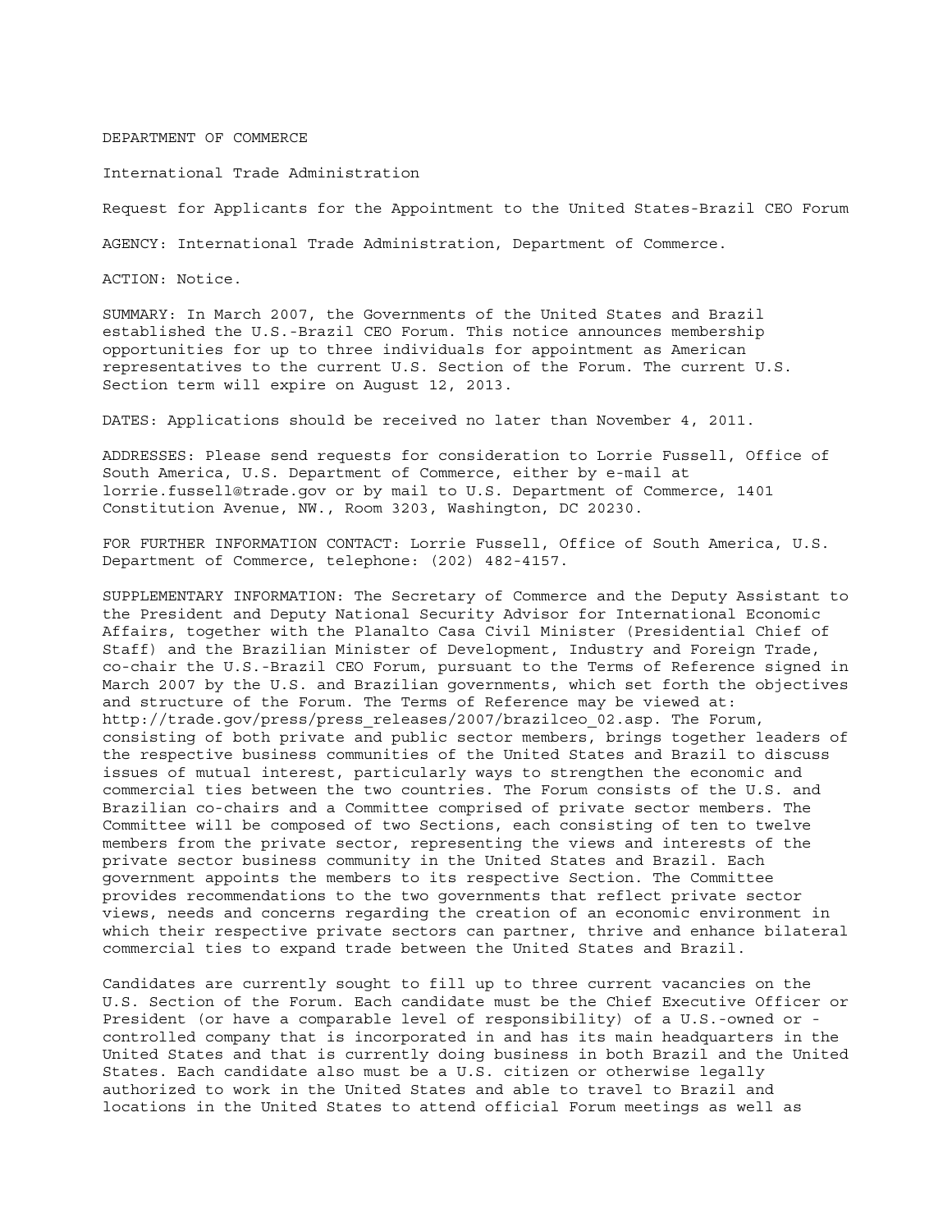DEPARTMENT OF COMMERCE

International Trade Administration

Request for Applicants for the Appointment to the United States-Brazil CEO Forum

AGENCY: International Trade Administration, Department of Commerce.

ACTION: Notice.

SUMMARY: In March 2007, the Governments of the United States and Brazil established the U.S.-Brazil CEO Forum. This notice announces membership opportunities for up to three individuals for appointment as American representatives to the current U.S. Section of the Forum. The current U.S. Section term will expire on August 12, 2013.

DATES: Applications should be received no later than November 4, 2011.

ADDRESSES: Please send requests for consideration to Lorrie Fussell, Office of South America, U.S. Department of Commerce, either by e-mail at lorrie.fussell@trade.gov or by mail to U.S. Department of Commerce, 1401 Constitution Avenue, NW., Room 3203, Washington, DC 20230.

FOR FURTHER INFORMATION CONTACT: Lorrie Fussell, Office of South America, U.S. Department of Commerce, telephone: (202) 482-4157.

SUPPLEMENTARY INFORMATION: The Secretary of Commerce and the Deputy Assistant to the President and Deputy National Security Advisor for International Economic Affairs, together with the Planalto Casa Civil Minister (Presidential Chief of Staff) and the Brazilian Minister of Development, Industry and Foreign Trade, co-chair the U.S.-Brazil CEO Forum, pursuant to the Terms of Reference signed in March 2007 by the U.S. and Brazilian governments, which set forth the objectives and structure of the Forum. The Terms of Reference may be viewed at: http://trade.gov/press/press_releases/2007/brazilceo_02.asp. The Forum, consisting of both private and public sector members, brings together leaders of the respective business communities of the United States and Brazil to discuss issues of mutual interest, particularly ways to strengthen the economic and commercial ties between the two countries. The Forum consists of the U.S. and Brazilian co-chairs and a Committee comprised of private sector members. The Committee will be composed of two Sections, each consisting of ten to twelve members from the private sector, representing the views and interests of the private sector business community in the United States and Brazil. Each government appoints the members to its respective Section. The Committee provides recommendations to the two governments that reflect private sector views, needs and concerns regarding the creation of an economic environment in which their respective private sectors can partner, thrive and enhance bilateral commercial ties to expand trade between the United States and Brazil.

Candidates are currently sought to fill up to three current vacancies on the U.S. Section of the Forum. Each candidate must be the Chief Executive Officer or President (or have a comparable level of responsibility) of a U.S.-owned or -controlled company that is incorporated in and has its main headquarters in the United States and that is currently doing business in both Brazil and the United States. Each candidate also must be a U.S. citizen or otherwise legally authorized to work in the United States and able to travel to Brazil and locations in the United States to attend official Forum meetings as well as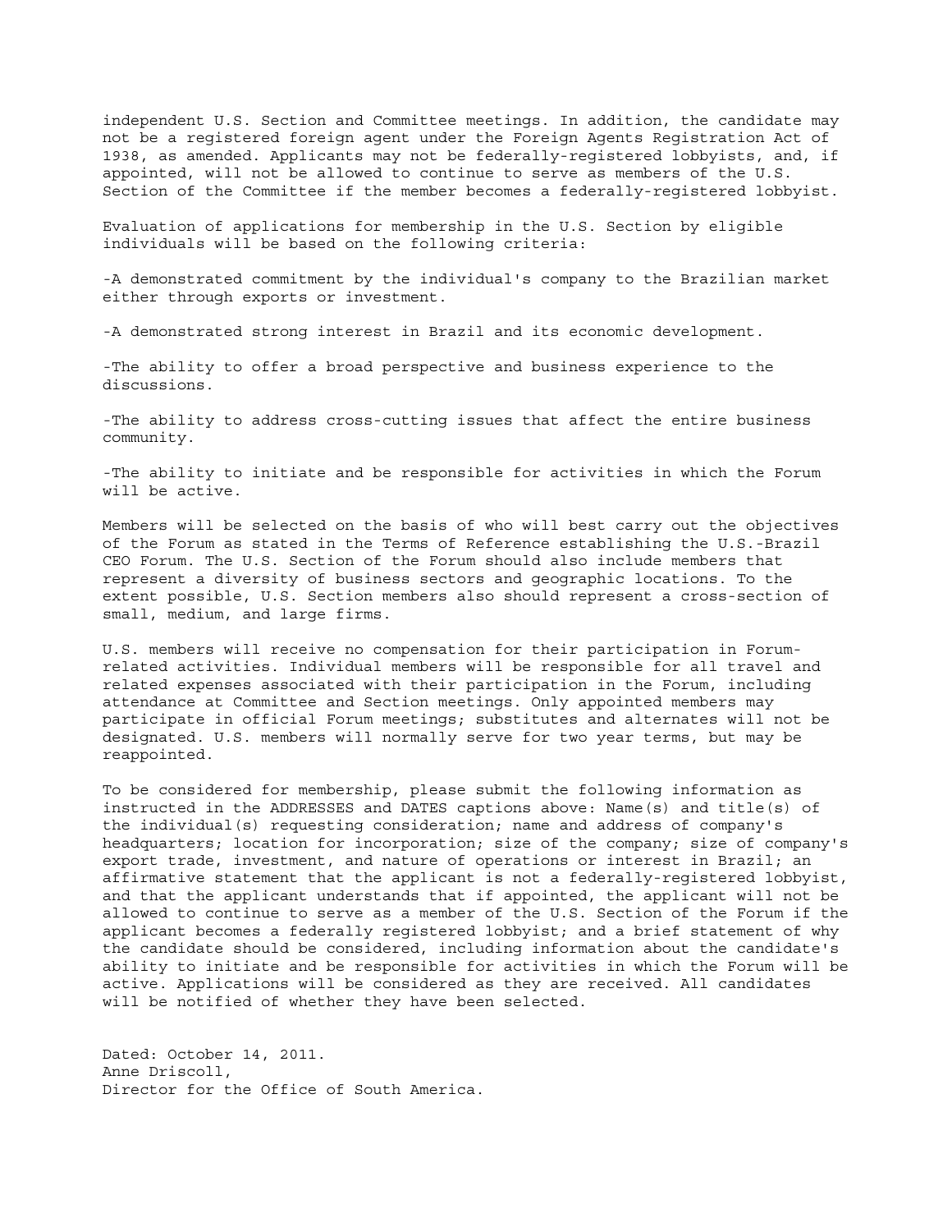independent U.S. Section and Committee meetings. In addition, the candidate may not be a registered foreign agent under the Foreign Agents Registration Act of 1938, as amended. Applicants may not be federally-registered lobbyists, and, if appointed, will not be allowed to continue to serve as members of the U.S. Section of the Committee if the member becomes a federally-registered lobbyist.

Evaluation of applications for membership in the U.S. Section by eligible individuals will be based on the following criteria:

-A demonstrated commitment by the individual's company to the Brazilian market either through exports or investment.

-A demonstrated strong interest in Brazil and its economic development.

-The ability to offer a broad perspective and business experience to the discussions.

-The ability to address cross-cutting issues that affect the entire business community.

-The ability to initiate and be responsible for activities in which the Forum will be active.

Members will be selected on the basis of who will best carry out the objectives of the Forum as stated in the Terms of Reference establishing the U.S.-Brazil CEO Forum. The U.S. Section of the Forum should also include members that represent a diversity of business sectors and geographic locations. To the extent possible, U.S. Section members also should represent a cross-section of small, medium, and large firms.

U.S. members will receive no compensation for their participation in Forum-related activities. Individual members will be responsible for all travel and related expenses associated with their participation in the Forum, including attendance at Committee and Section meetings. Only appointed members may participate in official Forum meetings; substitutes and alternates will not be designated. U.S. members will normally serve for two year terms, but may be reappointed.

To be considered for membership, please submit the following information as instructed in the ADDRESSES and DATES captions above: Name(s) and title(s) of the individual(s) requesting consideration; name and address of company's headquarters; location for incorporation; size of the company; size of company's export trade, investment, and nature of operations or interest in Brazil; an affirmative statement that the applicant is not a federally-registered lobbyist, and that the applicant understands that if appointed, the applicant will not be allowed to continue to serve as a member of the U.S. Section of the Forum if the applicant becomes a federally registered lobbyist; and a brief statement of why the candidate should be considered, including information about the candidate's ability to initiate and be responsible for activities in which the Forum will be active. Applications will be considered as they are received. All candidates will be notified of whether they have been selected.

Dated: October 14, 2011.
Anne Driscoll,
Director for the Office of South America.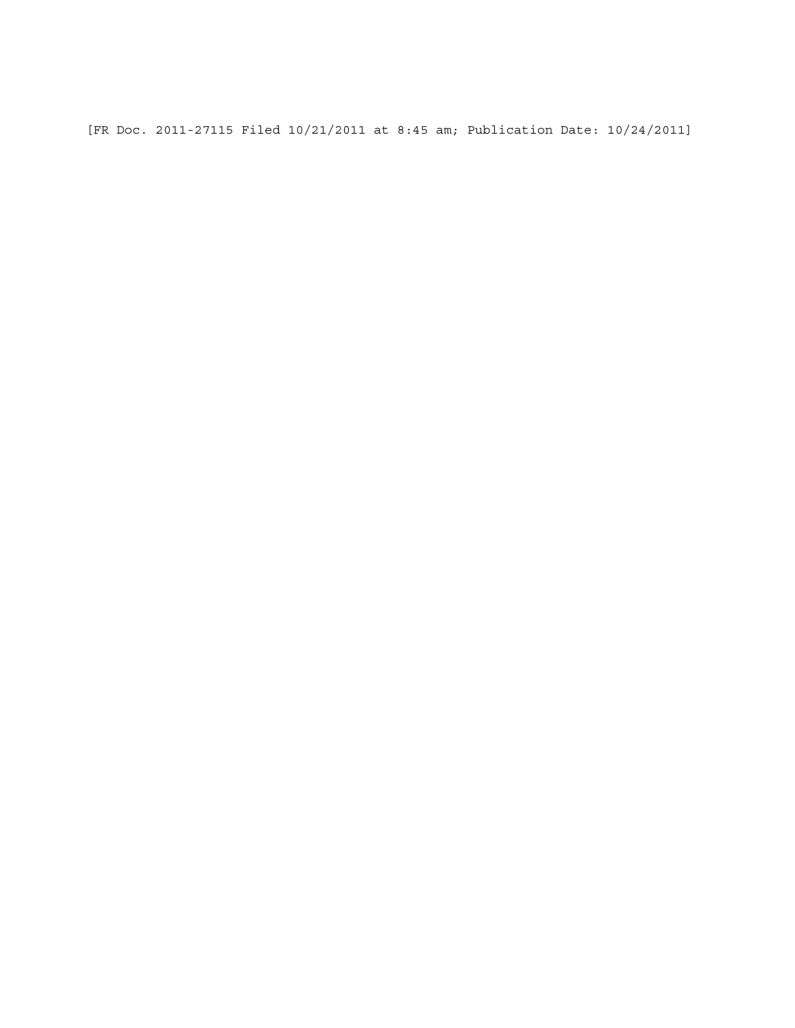[FR Doc. 2011-27115 Filed 10/21/2011 at 8:45 am; Publication Date: 10/24/2011]